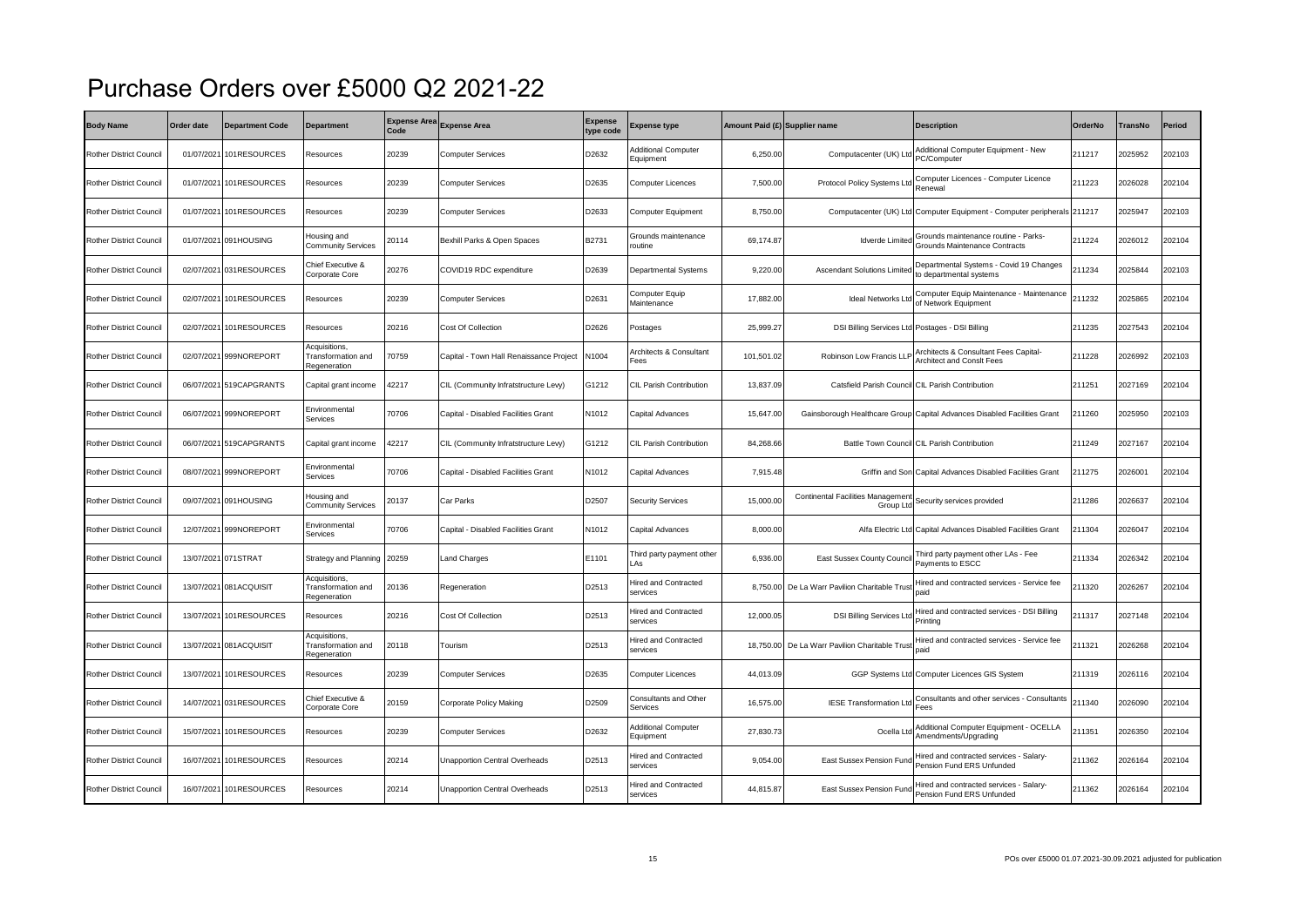# Purchase Orders over £5000 Q2 2021-22

| Body Name | Order date | Department Code | Department | Expense Area Code | Expense Area | Expense type code | Expense type | Amount Paid (£) | Supplier name | Description | OrderNo | TransNo | Period |
|---|---|---|---|---|---|---|---|---|---|---|---|---|---|
| Rother District Council | 01/07/2021 | 101RESOURCES | Resources | 20239 | Computer Services | D2632 | Additional Computer Equipment | 6,250.00 | Computacenter (UK) Ltd | Additional Computer Equipment - New PC/Computer | 211217 | 2025952 | 202103 |
| Rother District Council | 01/07/2021 | 101RESOURCES | Resources | 20239 | Computer Services | D2635 | Computer Licences | 7,500.00 | Protocol Policy Systems Ltd | Computer Licences - Computer Licence Renewal | 211223 | 2026028 | 202104 |
| Rother District Council | 01/07/2021 | 101RESOURCES | Resources | 20239 | Computer Services | D2633 | Computer Equipment | 8,750.00 | Computacenter (UK) Ltd | Computer Equipment - Computer peripherals | 211217 | 2025947 | 202103 |
| Rother District Council | 01/07/2021 | 091HOUSING | Housing and Community Services | 20114 | Bexhill Parks & Open Spaces | B2731 | Grounds maintenance routine | 69,174.87 | Idverde Limited | Grounds maintenance routine - Parks-Grounds Maintenance Contracts | 211224 | 2026012 | 202104 |
| Rother District Council | 02/07/2021 | 031RESOURCES | Chief Executive & Corporate Core | 20276 | COVID19 RDC expenditure | D2639 | Departmental Systems | 9,220.00 | Ascendant Solutions Limited | Departmental Systems - Covid 19 Changes to departmental systems | 211234 | 2025844 | 202103 |
| Rother District Council | 02/07/2021 | 101RESOURCES | Resources | 20239 | Computer Services | D2631 | Computer Equip Maintenance | 17,882.00 | Ideal Networks Ltd | Computer Equip Maintenance - Maintenance of Network Equipment | 211232 | 2025865 | 202104 |
| Rother District Council | 02/07/2021 | 101RESOURCES | Resources | 20216 | Cost Of Collection | D2626 | Postages | 25,999.27 | DSI Billing Services Ltd | Postages - DSI Billing | 211235 | 2027543 | 202104 |
| Rother District Council | 02/07/2021 | 999NOREPORT | Acquisitions, Transformation and Regeneration | 70759 | Capital - Town Hall Renaissance Project | N1004 | Architects & Consultant Fees | 101,501.02 | Robinson Low Francis LLP | Architects & Consultant Fees Capital-Architect and Consit Fees | 211228 | 2026992 | 202103 |
| Rother District Council | 06/07/2021 | 519CAPGRANTS | Capital grant income | 42217 | CIL (Community Infratstructure Levy) | G1212 | CIL Parish Contribution | 13,837.09 | Catsfield Parish Council | CIL Parish Contribution | 211251 | 2027169 | 202104 |
| Rother District Council | 06/07/2021 | 999NOREPORT | Environmental Services | 70706 | Capital - Disabled Facilities Grant | N1012 | Capital Advances | 15,647.00 | Gainsborough Healthcare Group | Capital Advances Disabled Facilities Grant | 211260 | 2025950 | 202103 |
| Rother District Council | 06/07/2021 | 519CAPGRANTS | Capital grant income | 42217 | CIL (Community Infratstructure Levy) | G1212 | CIL Parish Contribution | 84,268.66 | Battle Town Council | CIL Parish Contribution | 211249 | 2027167 | 202104 |
| Rother District Council | 08/07/2021 | 999NOREPORT | Environmental Services | 70706 | Capital - Disabled Facilities Grant | N1012 | Capital Advances | 7,915.48 | Griffin and Son | Capital Advances Disabled Facilities Grant | 211275 | 2026001 | 202104 |
| Rother District Council | 09/07/2021 | 091HOUSING | Housing and Community Services | 20137 | Car Parks | D2507 | Security Services | 15,000.00 | Continental Facilities Management Group Ltd | Security services provided | 211286 | 2026637 | 202104 |
| Rother District Council | 12/07/2021 | 999NOREPORT | Environmental Services | 70706 | Capital - Disabled Facilities Grant | N1012 | Capital Advances | 8,000.00 | Alfa Electric Ltd | Capital Advances Disabled Facilities Grant | 211304 | 2026047 | 202104 |
| Rother District Council | 13/07/2021 | 071STRAT | Strategy and Planning | 20259 | Land Charges | E1101 | Third party payment other LAs | 6,936.00 | East Sussex County Council | Third party payment other LAs - Fee Payments to ESCC | 211334 | 2026342 | 202104 |
| Rother District Council | 13/07/2021 | 081ACQUISIT | Acquisitions, Transformation and Regeneration | 20136 | Regeneration | D2513 | Hired and Contracted services | 8,750.00 | De La Warr Pavilion Charitable Trust | Hired and contracted services - Service fee paid | 211320 | 2026267 | 202104 |
| Rother District Council | 13/07/2021 | 101RESOURCES | Resources | 20216 | Cost Of Collection | D2513 | Hired and Contracted services | 12,000.05 | DSI Billing Services Ltd | Hired and contracted services - DSI Billing Printing | 211317 | 2027148 | 202104 |
| Rother District Council | 13/07/2021 | 081ACQUISIT | Acquisitions, Transformation and Regeneration | 20118 | Tourism | D2513 | Hired and Contracted services | 18,750.00 | De La Warr Pavilion Charitable Trust | Hired and contracted services - Service fee paid | 211321 | 2026268 | 202104 |
| Rother District Council | 13/07/2021 | 101RESOURCES | Resources | 20239 | Computer Services | D2635 | Computer Licences | 44,013.09 | GGP Systems Ltd | Computer Licences GIS System | 211319 | 2026116 | 202104 |
| Rother District Council | 14/07/2021 | 031RESOURCES | Chief Executive & Corporate Core | 20159 | Corporate Policy Making | D2509 | Consultants and Other Services | 16,575.00 | IESE Transformation Ltd | Consultants and other services - Consultants Fees | 211340 | 2026090 | 202104 |
| Rother District Council | 15/07/2021 | 101RESOURCES | Resources | 20239 | Computer Services | D2632 | Additional Computer Equipment | 27,830.73 | Ocella Ltd | Additional Computer Equipment - OCELLA Amendments/Upgrading | 211351 | 2026350 | 202104 |
| Rother District Council | 16/07/2021 | 101RESOURCES | Resources | 20214 | Unapportion Central Overheads | D2513 | Hired and Contracted services | 9,054.00 | East Sussex Pension Fund | Hired and contracted services - Salary-Pension Fund ERS Unfunded | 211362 | 2026164 | 202104 |
| Rother District Council | 16/07/2021 | 101RESOURCES | Resources | 20214 | Unapportion Central Overheads | D2513 | Hired and Contracted services | 44,815.87 | East Sussex Pension Fund | Hired and contracted services - Salary-Pension Fund ERS Unfunded | 211362 | 2026164 | 202104 |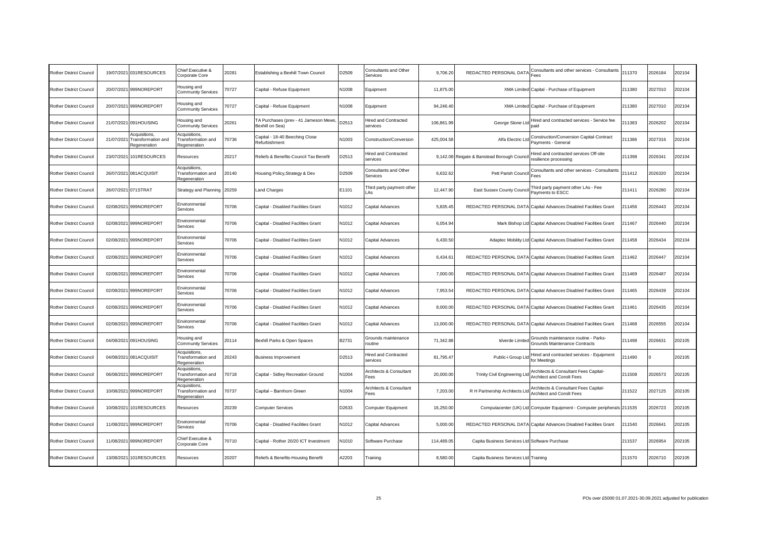| | | | | | | | | | | | | | |
|---|---|---|---|---|---|---|---|---|---|---|---|---|---|
| Rother District Council | 19/07/2021 | 031RESOURCES | Chief Executive & Corporate Core | 20281 | Establishing a Bexhill Town Council | D2509 | Consultants and Other Services | 9,706.20 | REDACTED PERSONAL DATA | Consultants and other services - Consultants Fees | 211370 | 2026184 | 202104 |
| Rother District Council | 20/07/2021 | 999NOREPORT | Housing and Community Services | 70727 | Capital - Refuse Equipment | N1008 | Equipment | 11,875.00 | XMA Limited | Capital - Purchase of Equipment | 211380 | 2027010 | 202104 |
| Rother District Council | 20/07/2021 | 999NOREPORT | Housing and Community Services | 70727 | Capital - Refuse Equipment | N1008 | Equipment | 94,246.40 | XMA Limited | Capital - Purchase of Equipment | 211380 | 2027010 | 202104 |
| Rother District Council | 21/07/2021 | 091HOUSING | Housing and Community Services | 20261 | TA Purchases (prev - 41 Jameson Mews, Bexhill on Sea) | D2513 | Hired and Contracted services | 106,861.99 | George Stone Ltd | Hired and contracted services - Service fee paid | 211383 | 2026202 | 202104 |
| Rother District Council | 21/07/2021 | Acquisitions, Transformation and Regeneration | Acquisitions, Transformation and Regeneration | 70736 | Capital - 18-40 Beeching Close Refurbishment | N1003 | Construction/Conversion | 425,004.58 | Alfa Electric Ltd | Construction/Conversion Capital-Contract Payments - General | 211386 | 2027316 | 202104 |
| Rother District Council | 23/07/2021 | 101RESOURCES | Resources | 20217 | Reliefs & Benefits-Council Tax Benefit | D2513 | Hired and Contracted services | 9,142.08 | Reigate & Banstead Borough Council | Hired and contracted services Off-site resilience processing | 211398 | 2026341 | 202104 |
| Rother District Council | 26/07/2021 | 081ACQUISIT | Acquisitions, Transformation and Regeneration | 20140 | Housing Policy,Strategy & Dev | D2509 | Consultants and Other Services | 6,632.62 | Pett Parish Council | Consultants and other services - Consultants Fees | 211412 | 2026320 | 202104 |
| Rother District Council | 26/07/2021 | 071STRAT | Strategy and Planning | 20259 | Land Charges | E1101 | Third party payment other LAs | 12,447.90 | East Sussex County Council | Third party payment other LAs - Fee Payments to ESCC | 211411 | 2026280 | 202104 |
| Rother District Council | 02/08/2021 | 999NOREPORT | Environmental Services | 70706 | Capital - Disabled Facilities Grant | N1012 | Capital Advances | 5,835.45 | REDACTED PERSONAL DATA | Capital Advances Disabled Facilities Grant | 211456 | 2026443 | 202104 |
| Rother District Council | 02/08/2021 | 999NOREPORT | Environmental Services | 70706 | Capital - Disabled Facilities Grant | N1012 | Capital Advances | 6,054.94 | Mark Bishop Ltd | Capital Advances Disabled Facilities Grant | 211467 | 2026440 | 202104 |
| Rother District Council | 02/08/2021 | 999NOREPORT | Environmental Services | 70706 | Capital - Disabled Facilities Grant | N1012 | Capital Advances | 6,430.50 | Adaptec Mobility Ltd | Capital Advances Disabled Facilities Grant | 211458 | 2026434 | 202104 |
| Rother District Council | 02/08/2021 | 999NOREPORT | Environmental Services | 70706 | Capital - Disabled Facilities Grant | N1012 | Capital Advances | 6,434.61 | REDACTED PERSONAL DATA | Capital Advances Disabled Facilities Grant | 211462 | 2026447 | 202104 |
| Rother District Council | 02/08/2021 | 999NOREPORT | Environmental Services | 70706 | Capital - Disabled Facilities Grant | N1012 | Capital Advances | 7,000.00 | REDACTED PERSONAL DATA | Capital Advances Disabled Facilities Grant | 211469 | 2026487 | 202104 |
| Rother District Council | 02/08/2021 | 999NOREPORT | Environmental Services | 70706 | Capital - Disabled Facilities Grant | N1012 | Capital Advances | 7,953.54 | REDACTED PERSONAL DATA | Capital Advances Disabled Facilities Grant | 211465 | 2026439 | 202104 |
| Rother District Council | 02/08/2021 | 999NOREPORT | Environmental Services | 70706 | Capital - Disabled Facilities Grant | N1012 | Capital Advances | 8,000.00 | REDACTED PERSONAL DATA | Capital Advances Disabled Facilities Grant | 211461 | 2026435 | 202104 |
| Rother District Council | 02/08/2021 | 999NOREPORT | Environmental Services | 70706 | Capital - Disabled Facilities Grant | N1012 | Capital Advances | 13,000.00 | REDACTED PERSONAL DATA | Capital Advances Disabled Facilities Grant | 211468 | 2026555 | 202104 |
| Rother District Council | 04/08/2021 | 091HOUSING | Housing and Community Services | 20114 | Bexhill Parks & Open Spaces | B2731 | Grounds maintenance routine | 71,342.88 | Idverde Limited | Grounds maintenance routine - Parks-Grounds Maintenance Contracts | 211498 | 2026631 | 202105 |
| Rother District Council | 04/08/2021 | 081ACQUISIT | Acquisitions, Transformation and Regeneration | 20243 | Business Improvement | D2513 | Hired and Contracted services | 81,795.47 | Public-i Group Ltd | Hired and contracted services - Equipment for Meetings | 211490 | 0 | 202105 |
| Rother District Council | 06/08/2021 | 999NOREPORT | Acquisitions, Transformation and Regeneration | 70718 | Capital - Sidley Recreation Ground | N1004 | Architects & Consultant Fees | 20,000.00 | Trinity Civil Engineering Ltd | Architects & Consultant Fees Capital-Architect and Conslt Fees | 211508 | 2026573 | 202105 |
| Rother District Council | 10/08/2021 | 999NOREPORT | Acquisitions, Transformation and Regeneration | 70737 | Capital – Barnhorn Green | N1004 | Architects & Consultant Fees | 7,203.00 | R H Partnership Architects Ltd | Architects & Consultant Fees Capital-Architect and Conslt Fees | 211522 | 2027125 | 202105 |
| Rother District Council | 10/08/2021 | 101RESOURCES | Resources | 20239 | Computer Services | D2633 | Computer Equipment | 16,250.00 | Computacenter (UK) Ltd | Computer Equipment - Computer peripherals | 211535 | 2026723 | 202105 |
| Rother District Council | 11/08/2021 | 999NOREPORT | Environmental Services | 70706 | Capital - Disabled Facilities Grant | N1012 | Capital Advances | 5,000.00 | REDACTED PERSONAL DATA | Capital Advances Disabled Facilities Grant | 211540 | 2026641 | 202105 |
| Rother District Council | 11/08/2021 | 999NOREPORT | Chief Executive & Corporate Core | 70710 | Capital - Rother 20/20 ICT Investment | N1010 | Software Purchase | 114,489.05 | Capita Business Services Ltd | Software Purchase | 211537 | 2026954 | 202105 |
| Rother District Council | 13/08/2021 | 101RESOURCES | Resources | 20207 | Reliefs & Benefits-Housing Benefit | A2203 | Training | 8,580.00 | Capita Business Services Ltd | Training | 211570 | 2026710 | 202105 |

POs over £5000 01.07.2021-30.09.2021 adjusted for publication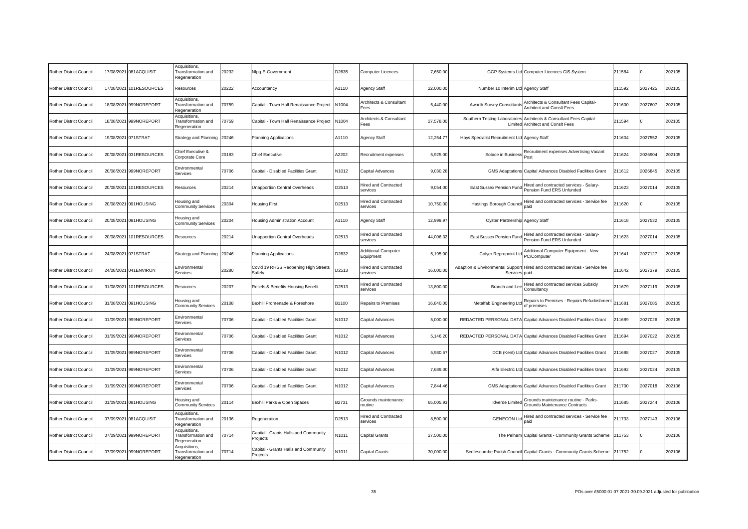| | | | | | | | | | | | | | |
|---|---|---|---|---|---|---|---|---|---|---|---|---|---|
| Rother District Council | 17/08/2021 | 081ACQUISIT | Acquisitions, Transformation and Regeneration | 20232 | Nlpg-E-Government | D2635 | Computer Licences | 7,650.00 | GGP Systems Ltd | Computer Licences GIS System | 211584 | 0 | 202105 |
| Rother District Council | 17/08/2021 | 101RESOURCES | Resources | 20222 | Accountancy | A1110 | Agency Staff | 22,000.00 | Number 10 Interim Ltd | Agency Staff | 211592 | 2027425 | 202105 |
| Rother District Council | 18/08/2021 | 999NOREPORT | Acquisitions, Transformation and Regeneration | 70759 | Capital - Town Hall Renaissance Project | N1004 | Architects & Consultant Fees | 5,440.00 | Aworth Survey Consultants | Architects & Consultant Fees Capital-Architect and Conslt Fees | 211600 | 2027607 | 202105 |
| Rother District Council | 18/08/2021 | 999NOREPORT | Acquisitions, Transformation and Regeneration | 70759 | Capital - Town Hall Renaissance Project | N1004 | Architects & Consultant Fees | 27,578.00 | Southern Testing Laboratories Limited | Architects & Consultant Fees Capital-Architect and Conslt Fees | 211594 | 0 | 202105 |
| Rother District Council | 19/08/2021 | 071STRAT | Strategy and Planning | 20246 | Planning Applications | A1110 | Agency Staff | 12,254.77 | Hays Specialist Recruitment Ltd | Agency Staff | 211604 | 2027552 | 202105 |
| Rother District Council | 20/08/2021 | 031RESOURCES | Chief Executive & Corporate Core | 20183 | Chief Executive | A2202 | Recruitment expenses | 5,925.00 | Solace in Business | Recruitment expenses Advertising Vacant Post | 211624 | 2026904 | 202105 |
| Rother District Council | 20/08/2021 | 999NOREPORT | Environmental Services | 70706 | Capital - Disabled Facilities Grant | N1012 | Capital Advances | 9,030.28 | GMS Adaptations | Capital Advances Disabled Facilities Grant | 211612 | 2026845 | 202105 |
| Rother District Council | 20/08/2021 | 101RESOURCES | Resources | 20214 | Unapportion Central Overheads | D2513 | Hired and Contracted services | 9,054.00 | East Sussex Pension Fund | Hired and contracted services - Salary-Pension Fund ERS Unfunded | 211623 | 2027014 | 202105 |
| Rother District Council | 20/08/2021 | 091HOUSING | Housing and Community Services | 20304 | Housing First | D2513 | Hired and Contracted services | 10,750.00 | Hastings Borough Council | Hired and contracted services - Service fee paid | 211620 | 0 | 202105 |
| Rother District Council | 20/08/2021 | 091HOUSING | Housing and Community Services | 20204 | Housing Administration Account | A1110 | Agency Staff | 12,999.97 | Oyster Partnership | Agency Staff | 211618 | 2027532 | 202105 |
| Rother District Council | 20/08/2021 | 101RESOURCES | Resources | 20214 | Unapportion Central Overheads | D2513 | Hired and Contracted services | 44,006.32 | East Sussex Pension Fund | Hired and contracted services - Salary-Pension Fund ERS Unfunded | 211623 | 2027014 | 202105 |
| Rother District Council | 24/08/2021 | 071STRAT | Strategy and Planning | 20246 | Planning Applications | D2632 | Additional Computer Equipment | 5,195.00 | Colyer Repropoint Ltd | Additional Computer Equipment - New PC/Computer | 211641 | 2027127 | 202105 |
| Rother District Council | 24/08/2021 | 041ENVIRON | Environmental Services | 20280 | Covid 19 RHSS Reopening High Streets Safely | D2513 | Hired and Contracted services | 16,000.00 | Adaption & Environmental Support Services | Hired and contracted services - Service fee paid | 211642 | 2027379 | 202105 |
| Rother District Council | 31/08/2021 | 101RESOURCES | Resources | 20207 | Reliefs & Benefits-Housing Benefit | D2513 | Hired and Contracted services | 13,800.00 | Branch and Lee | Hired and contracted services Subsidy Consultancy | 211679 | 2027119 | 202105 |
| Rother District Council | 31/08/2021 | 091HOUSING | Housing and Community Services | 20108 | Bexhill Promenade & Foreshore | B1100 | Repairs to Premises | 16,840.00 | Metalfab Engineering Ltd | Repairs to Premises - Repairs Refurbishment of premises | 211681 | 2027085 | 202105 |
| Rother District Council | 01/09/2021 | 999NOREPORT | Environmental Services | 70706 | Capital - Disabled Facilities Grant | N1012 | Capital Advances | 5,000.00 | REDACTED PERSONAL DATA | Capital Advances Disabled Facilities Grant | 211689 | 2027026 | 202105 |
| Rother District Council | 01/09/2021 | 999NOREPORT | Environmental Services | 70706 | Capital - Disabled Facilities Grant | N1012 | Capital Advances | 5,146.20 | REDACTED PERSONAL DATA | Capital Advances Disabled Facilities Grant | 211694 | 2027022 | 202105 |
| Rother District Council | 01/09/2021 | 999NOREPORT | Environmental Services | 70706 | Capital - Disabled Facilities Grant | N1012 | Capital Advances | 5,980.67 | DCB (Kent) Ltd | Capital Advances Disabled Facilities Grant | 211688 | 2027027 | 202105 |
| Rother District Council | 01/09/2021 | 999NOREPORT | Environmental Services | 70706 | Capital - Disabled Facilities Grant | N1012 | Capital Advances | 7,689.00 | Alfa Electric Ltd | Capital Advances Disabled Facilities Grant | 211692 | 2027024 | 202105 |
| Rother District Council | 01/09/2021 | 999NOREPORT | Environmental Services | 70706 | Capital - Disabled Facilities Grant | N1012 | Capital Advances | 7,844.46 | GMS Adaptations | Capital Advances Disabled Facilities Grant | 211700 | 2027018 | 202106 |
| Rother District Council | 01/09/2021 | 091HOUSING | Housing and Community Services | 20114 | Bexhill Parks & Open Spaces | B2731 | Grounds maintenance routine | 65,005.93 | Idverde Limited | Grounds maintenance routine - Parks-Grounds Maintenance Contracts | 211685 | 2027244 | 202106 |
| Rother District Council | 07/09/2021 | 081ACQUISIT | Acquisitions, Transformation and Regeneration | 20136 | Regeneration | D2513 | Hired and Contracted services | 8,500.00 | GENECON Ltd | Hired and contracted services - Service fee paid | 211733 | 2027143 | 202106 |
| Rother District Council | 07/09/2021 | 999NOREPORT | Acquisitions, Transformation and Regeneration | 70714 | Capital - Grants Halls and Community Projects | N1011 | Capital Grants | 27,500.00 | The Pelham | Capital Grants - Community Grants Scheme | 211753 | 0 | 202106 |
| Rother District Council | 07/09/2021 | 999NOREPORT | Acquisitions, Transformation and Regeneration | 70714 | Capital - Grants Halls and Community Projects | N1011 | Capital Grants | 30,000.00 | Sedlescombe Parish Council | Capital Grants - Community Grants Scheme | 211752 | 0 | 202106 |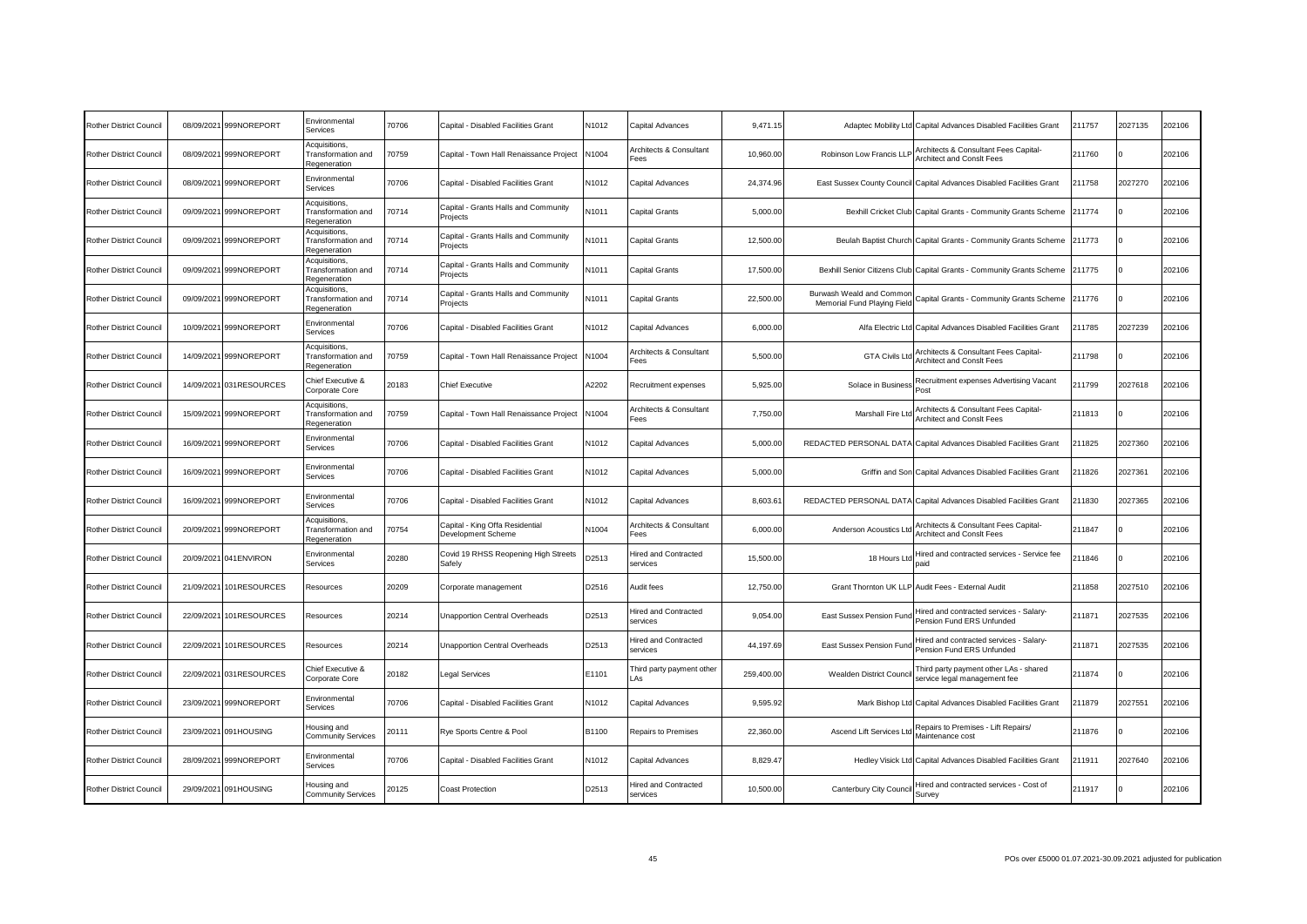| | | | | | | | | | | | | | | |
|---|---|---|---|---|---|---|---|---|---|---|---|---|---|---|
| Rother District Council | 08/09/2021 | 999NOREPORT | Environmental Services | 70706 | Capital - Disabled Facilities Grant | N1012 | Capital Advances | 9,471.15 | Adaptec Mobility Ltd | Capital Advances Disabled Facilities Grant | 211757 | 2027135 | 202106 |
| Rother District Council | 08/09/2021 | 999NOREPORT | Acquisitions, Transformation and Regeneration | 70759 | Capital - Town Hall Renaissance Project | N1004 | Architects & Consultant Fees | 10,960.00 | Robinson Low Francis LLP | Architects & Consultant Fees Capital-Architect and Conslt Fees | 211760 | 0 | 202106 |
| Rother District Council | 08/09/2021 | 999NOREPORT | Environmental Services | 70706 | Capital - Disabled Facilities Grant | N1012 | Capital Advances | 24,374.96 | East Sussex County Council | Capital Advances Disabled Facilities Grant | 211758 | 2027270 | 202106 |
| Rother District Council | 09/09/2021 | 999NOREPORT | Acquisitions, Transformation and Regeneration | 70714 | Capital - Grants Halls and Community Projects | N1011 | Capital Grants | 5,000.00 | Bexhill Cricket Club | Capital Grants - Community Grants Scheme | 211774 | 0 | 202106 |
| Rother District Council | 09/09/2021 | 999NOREPORT | Acquisitions, Transformation and Regeneration | 70714 | Capital - Grants Halls and Community Projects | N1011 | Capital Grants | 12,500.00 | Beulah Baptist Church | Capital Grants - Community Grants Scheme | 211773 | 0 | 202106 |
| Rother District Council | 09/09/2021 | 999NOREPORT | Acquisitions, Transformation and Regeneration | 70714 | Capital - Grants Halls and Community Projects | N1011 | Capital Grants | 17,500.00 | Bexhill Senior Citizens Club | Capital Grants - Community Grants Scheme | 211775 | 0 | 202106 |
| Rother District Council | 09/09/2021 | 999NOREPORT | Acquisitions, Transformation and Regeneration | 70714 | Capital - Grants Halls and Community Projects | N1011 | Capital Grants | 22,500.00 | Burwash Weald and Common Memorial Fund Playing Field | Capital Grants - Community Grants Scheme | 211776 | 0 | 202106 |
| Rother District Council | 10/09/2021 | 999NOREPORT | Environmental Services | 70706 | Capital - Disabled Facilities Grant | N1012 | Capital Advances | 6,000.00 | Alfa Electric Ltd | Capital Advances Disabled Facilities Grant | 211785 | 2027239 | 202106 |
| Rother District Council | 14/09/2021 | 999NOREPORT | Acquisitions, Transformation and Regeneration | 70759 | Capital - Town Hall Renaissance Project | N1004 | Architects & Consultant Fees | 5,500.00 | GTA Civils Ltd | Architects & Consultant Fees Capital-Architect and Conslt Fees | 211798 | 0 | 202106 |
| Rother District Council | 14/09/2021 | 031RESOURCES | Chief Executive & Corporate Core | 20183 | Chief Executive | A2202 | Recruitment expenses | 5,925.00 | Solace in Business | Recruitment expenses Advertising Vacant Post | 211799 | 2027618 | 202106 |
| Rother District Council | 15/09/2021 | 999NOREPORT | Acquisitions, Transformation and Regeneration | 70759 | Capital - Town Hall Renaissance Project | N1004 | Architects & Consultant Fees | 7,750.00 | Marshall Fire Ltd | Architects & Consultant Fees Capital-Architect and Conslt Fees | 211813 | 0 | 202106 |
| Rother District Council | 16/09/2021 | 999NOREPORT | Environmental Services | 70706 | Capital - Disabled Facilities Grant | N1012 | Capital Advances | 5,000.00 | REDACTED PERSONAL DATA | Capital Advances Disabled Facilities Grant | 211825 | 2027360 | 202106 |
| Rother District Council | 16/09/2021 | 999NOREPORT | Environmental Services | 70706 | Capital - Disabled Facilities Grant | N1012 | Capital Advances | 5,000.00 | Griffin and Son | Capital Advances Disabled Facilities Grant | 211826 | 2027361 | 202106 |
| Rother District Council | 16/09/2021 | 999NOREPORT | Environmental Services | 70706 | Capital - Disabled Facilities Grant | N1012 | Capital Advances | 8,603.61 | REDACTED PERSONAL DATA | Capital Advances Disabled Facilities Grant | 211830 | 2027365 | 202106 |
| Rother District Council | 20/09/2021 | 999NOREPORT | Acquisitions, Transformation and Regeneration | 70754 | Capital - King Offa Residential Development Scheme | N1004 | Architects & Consultant Fees | 6,000.00 | Anderson Acoustics Ltd | Architects & Consultant Fees Capital-Architect and Conslt Fees | 211847 | 0 | 202106 |
| Rother District Council | 20/09/2021 | 041ENVIRON | Environmental Services | 20280 | Covid 19 RHSS Reopening High Streets Safely | D2513 | Hired and Contracted services | 15,500.00 | 18 Hours Ltd | Hired and contracted services - Service fee paid | 211846 | 0 | 202106 |
| Rother District Council | 21/09/2021 | 101RESOURCES | Resources | 20209 | Corporate management | D2516 | Audit fees | 12,750.00 | Grant Thornton UK LLP | Audit Fees - External Audit | 211858 | 2027510 | 202106 |
| Rother District Council | 22/09/2021 | 101RESOURCES | Resources | 20214 | Unapportion Central Overheads | D2513 | Hired and Contracted services | 9,054.00 | East Sussex Pension Fund | Hired and contracted services - Salary-Pension Fund ERS Unfunded | 211871 | 2027535 | 202106 |
| Rother District Council | 22/09/2021 | 101RESOURCES | Resources | 20214 | Unapportion Central Overheads | D2513 | Hired and Contracted services | 44,197.69 | East Sussex Pension Fund | Hired and contracted services - Salary-Pension Fund ERS Unfunded | 211871 | 2027535 | 202106 |
| Rother District Council | 22/09/2021 | 031RESOURCES | Chief Executive & Corporate Core | 20182 | Legal Services | E1101 | Third party payment other LAs | 259,400.00 | Wealden District Council | Third party payment other LAs - shared service legal management fee | 211874 | 0 | 202106 |
| Rother District Council | 23/09/2021 | 999NOREPORT | Environmental Services | 70706 | Capital - Disabled Facilities Grant | N1012 | Capital Advances | 9,595.92 | Mark Bishop Ltd | Capital Advances Disabled Facilities Grant | 211879 | 2027551 | 202106 |
| Rother District Council | 23/09/2021 | 091HOUSING | Housing and Community Services | 20111 | Rye Sports Centre & Pool | B1100 | Repairs to Premises | 22,360.00 | Ascend Lift Services Ltd | Repairs to Premises - Lift Repairs/ Maintenance cost | 211876 | 0 | 202106 |
| Rother District Council | 28/09/2021 | 999NOREPORT | Environmental Services | 70706 | Capital - Disabled Facilities Grant | N1012 | Capital Advances | 8,829.47 | Hedley Visick Ltd | Capital Advances Disabled Facilities Grant | 211911 | 2027640 | 202106 |
| Rother District Council | 29/09/2021 | 091HOUSING | Housing and Community Services | 20125 | Coast Protection | D2513 | Hired and Contracted services | 10,500.00 | Canterbury City Council | Hired and contracted services - Cost of Survey | 211917 | 0 | 202106 |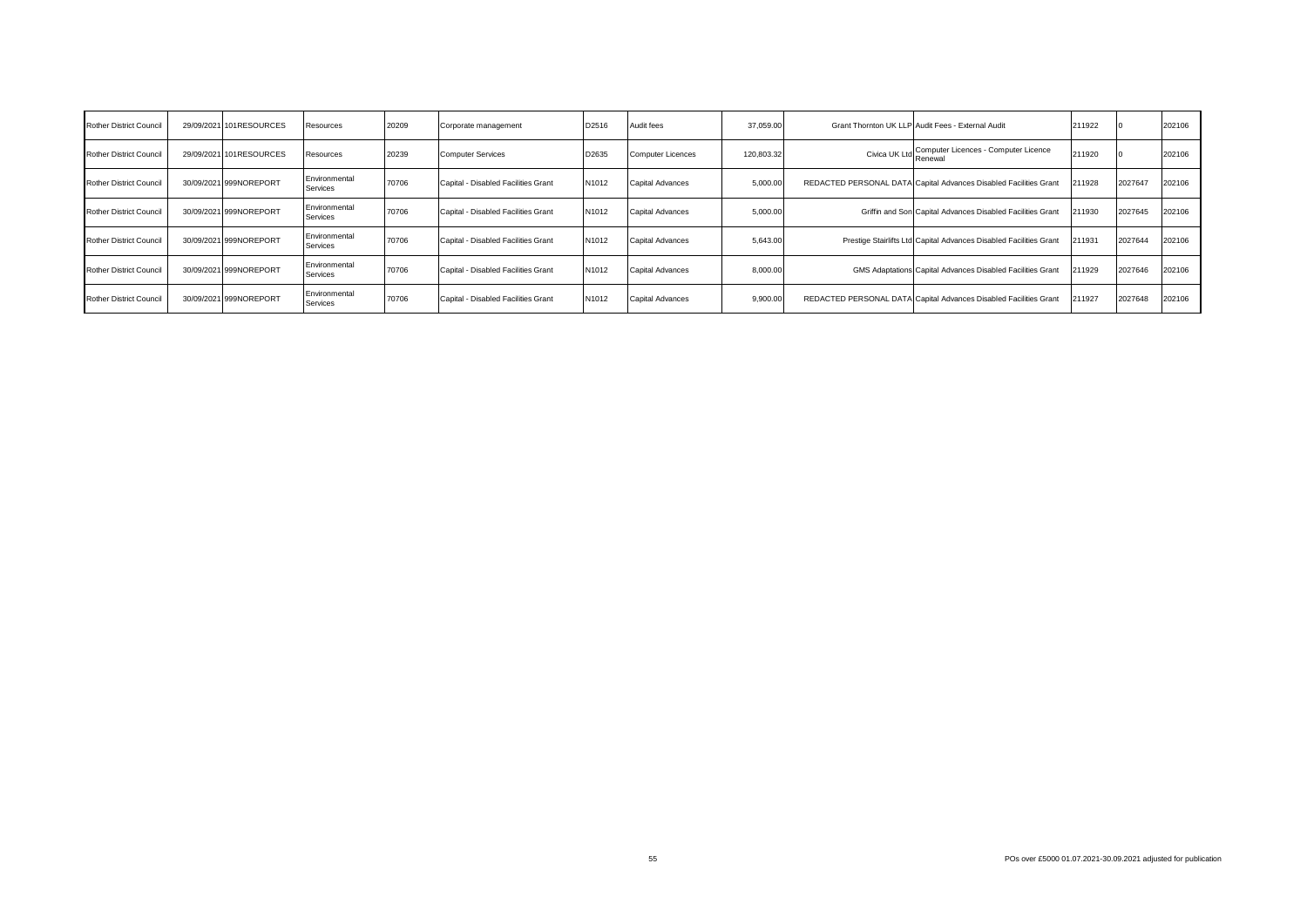| | | | | | | | | | | | | | | |
|---|---|---|---|---|---|---|---|---|---|---|---|---|---|---|
| Rother District Council | 29/09/2021 | 101RESOURCES | Resources | 20209 | Corporate management | D2516 | Audit fees | 37,059.00 | Grant Thornton UK LLP | Audit Fees - External Audit | 211922 | 0 | 202106 |
| Rother District Council | 29/09/2021 | 101RESOURCES | Resources | 20239 | Computer Services | D2635 | Computer Licences | 120,803.32 | Civica UK Ltd | Computer Licences - Computer Licence Renewal | 211920 | 0 | 202106 |
| Rother District Council | 30/09/2021 | 999NOREPORT | Environmental Services | 70706 | Capital - Disabled Facilities Grant | N1012 | Capital Advances | 5,000.00 | REDACTED PERSONAL DATA | Capital Advances Disabled Facilities Grant | 211928 | 2027647 | 202106 |
| Rother District Council | 30/09/2021 | 999NOREPORT | Environmental Services | 70706 | Capital - Disabled Facilities Grant | N1012 | Capital Advances | 5,000.00 | Griffin and Son | Capital Advances Disabled Facilities Grant | 211930 | 2027645 | 202106 |
| Rother District Council | 30/09/2021 | 999NOREPORT | Environmental Services | 70706 | Capital - Disabled Facilities Grant | N1012 | Capital Advances | 5,643.00 | Prestige Stairlifts Ltd | Capital Advances Disabled Facilities Grant | 211931 | 2027644 | 202106 |
| Rother District Council | 30/09/2021 | 999NOREPORT | Environmental Services | 70706 | Capital - Disabled Facilities Grant | N1012 | Capital Advances | 8,000.00 | GMS Adaptations | Capital Advances Disabled Facilities Grant | 211929 | 2027646 | 202106 |
| Rother District Council | 30/09/2021 | 999NOREPORT | Environmental Services | 70706 | Capital - Disabled Facilities Grant | N1012 | Capital Advances | 9,900.00 | REDACTED PERSONAL DATA | Capital Advances Disabled Facilities Grant | 211927 | 2027648 | 202106 |

POs over £5000 01.07.2021-30.09.2021 adjusted for publication